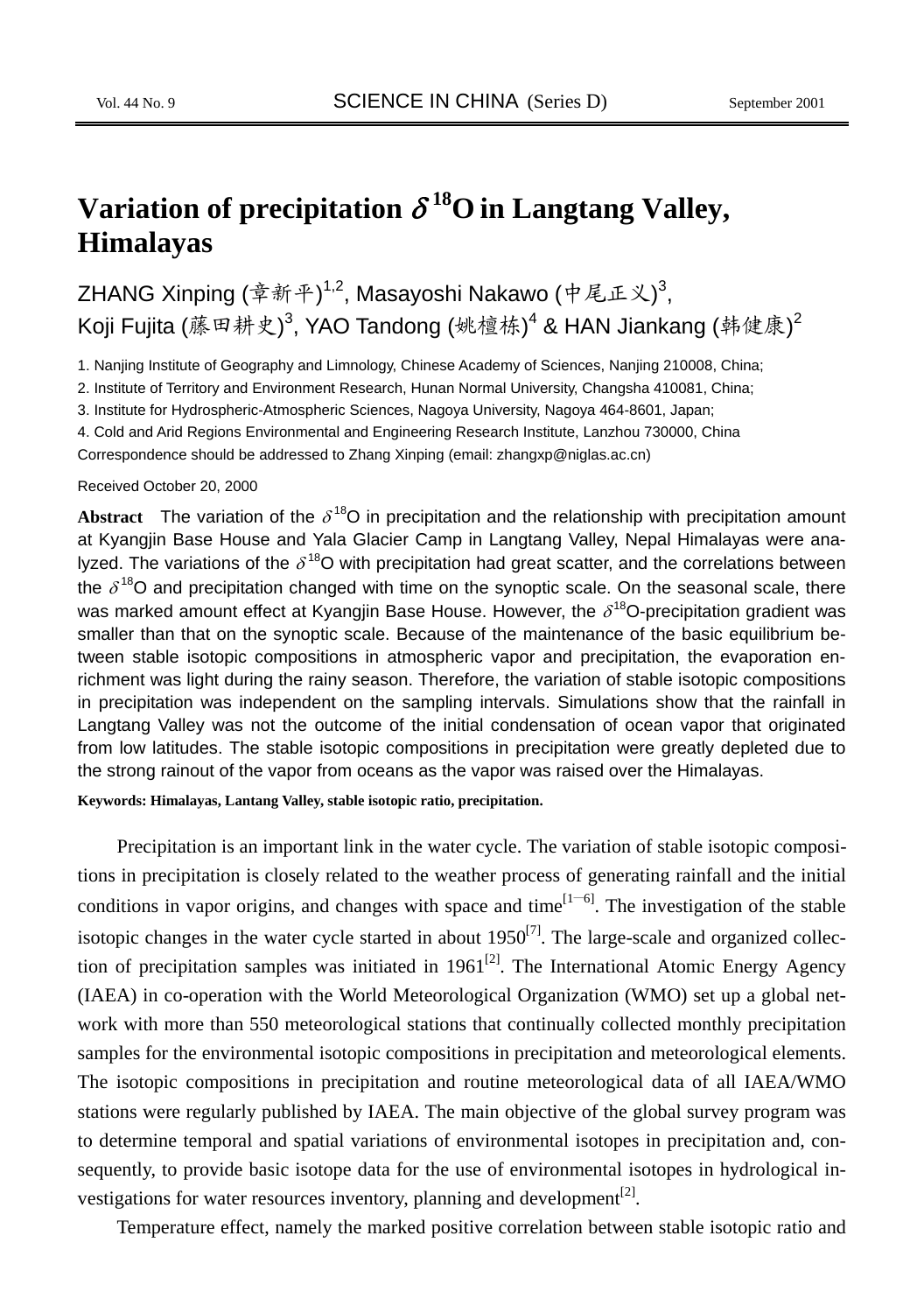# Variation of precipitation $\delta^{18}$O in Langtang Valley, Himalayas

ZHANG Xinping (章新平)[1,2], Masayoshi Nakawo (中尾正义)[3], Koji Fujita (藤田耕史)[3], YAO Tandong (姚檀栋)[4] & HAN Jiankang (韩健康)[2]

1. Nanjing Institute of Geography and Limnology, Chinese Academy of Sciences, Nanjing 210008, China;
2. Institute of Territory and Environment Research, Hunan Normal University, Changsha 410081, China;
3. Institute for Hydrospheric-Atmospheric Sciences, Nagoya University, Nagoya 464-8601, Japan;
4. Cold and Arid Regions Environmental and Engineering Research Institute, Lanzhou 730000, China

Correspondence should be addressed to Zhang Xinping (email: zhangxp@niglas.ac.cn)

Received October 20, 2000

**Abstract** The variation of the $\delta^{18}$O in precipitation and the relationship with precipitation amount at Kyangjin Base House and Yala Glacier Camp in Langtang Valley, Nepal Himalayas were analyzed. The variations of the $\delta^{18}$O with precipitation had great scatter, and the correlations between the $\delta^{18}$O and precipitation changed with time on the synoptic scale. On the seasonal scale, there was marked amount effect at Kyangjin Base House. However, the $\delta^{18}$O-precipitation gradient was smaller than that on the synoptic scale. Because of the maintenance of the basic equilibrium between stable isotopic compositions in atmospheric vapor and precipitation, the evaporation enrichment was light during the rainy season. Therefore, the variation of stable isotopic compositions in precipitation was independent on the sampling intervals. Simulations show that the rainfall in Langtang Valley was not the outcome of the initial condensation of ocean vapor that originated from low latitudes. The stable isotopic compositions in precipitation were greatly depleted due to the strong rainout of the vapor from oceans as the vapor was raised over the Himalayas.

**Keywords: Himalayas, Lantang Valley, stable isotopic ratio, precipitation.**

Precipitation is an important link in the water cycle. The variation of stable isotopic compositions in precipitation is closely related to the weather process of generating rainfall and the initial conditions in vapor origins, and changes with space and time[1—6]. The investigation of the stable isotopic changes in the water cycle started in about 1950[7]. The large-scale and organized collection of precipitation samples was initiated in 1961[2]. The International Atomic Energy Agency (IAEA) in co-operation with the World Meteorological Organization (WMO) set up a global network with more than 550 meteorological stations that continually collected monthly precipitation samples for the environmental isotopic compositions in precipitation and meteorological elements. The isotopic compositions in precipitation and routine meteorological data of all IAEA/WMO stations were regularly published by IAEA. The main objective of the global survey program was to determine temporal and spatial variations of environmental isotopes in precipitation and, consequently, to provide basic isotope data for the use of environmental isotopes in hydrological investigations for water resources inventory, planning and development[2].

Temperature effect, namely the marked positive correlation between stable isotopic ratio and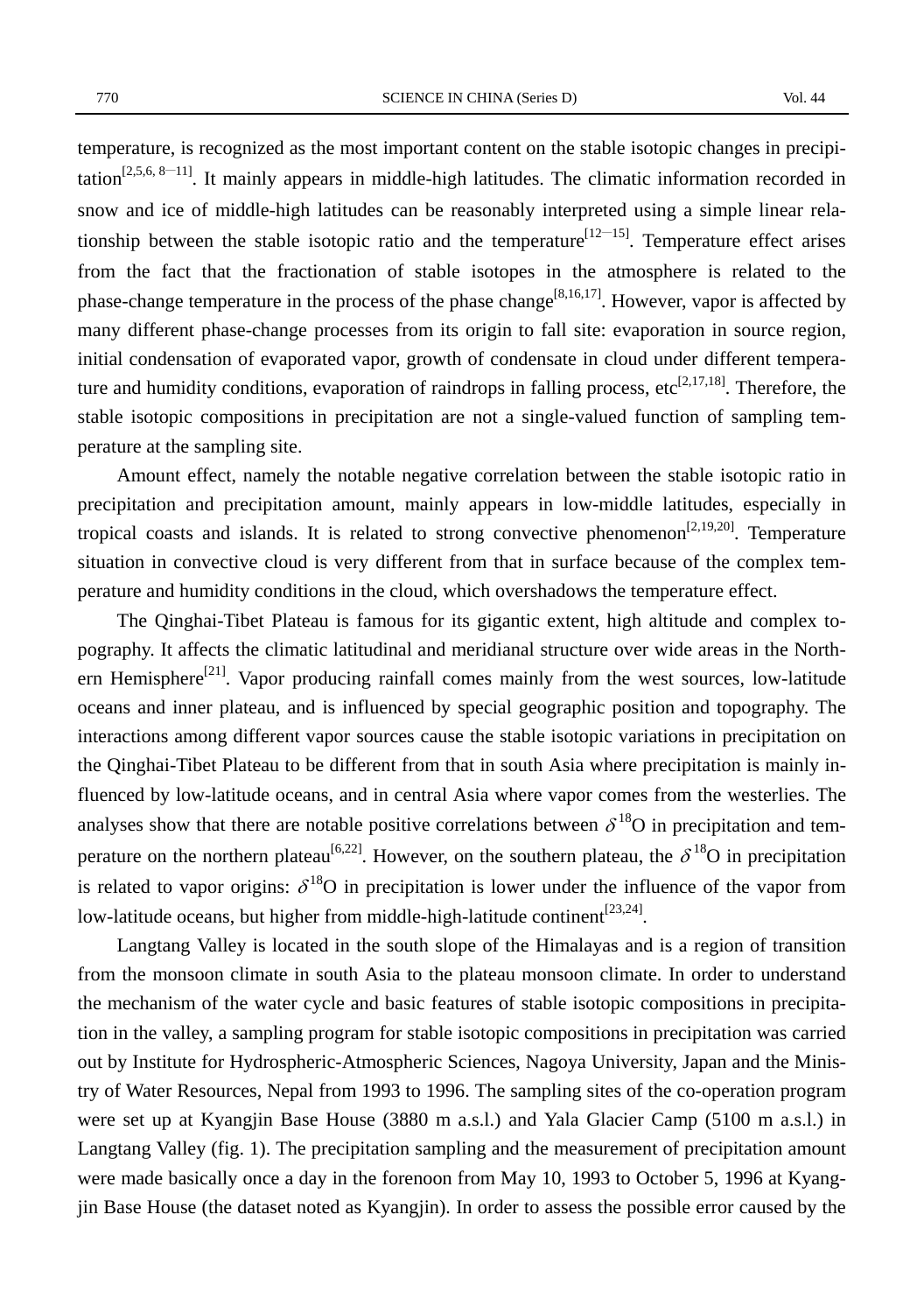temperature, is recognized as the most important content on the stable isotopic changes in precipitation[2,5,6, 8—11]. It mainly appears in middle-high latitudes. The climatic information recorded in snow and ice of middle-high latitudes can be reasonably interpreted using a simple linear relationship between the stable isotopic ratio and the temperature[12—15]. Temperature effect arises from the fact that the fractionation of stable isotopes in the atmosphere is related to the phase-change temperature in the process of the phase change[8,16,17]. However, vapor is affected by many different phase-change processes from its origin to fall site: evaporation in source region, initial condensation of evaporated vapor, growth of condensate in cloud under different temperature and humidity conditions, evaporation of raindrops in falling process, etc[2,17,18]. Therefore, the stable isotopic compositions in precipitation are not a single-valued function of sampling temperature at the sampling site.

Amount effect, namely the notable negative correlation between the stable isotopic ratio in precipitation and precipitation amount, mainly appears in low-middle latitudes, especially in tropical coasts and islands. It is related to strong convective phenomenon[2,19,20]. Temperature situation in convective cloud is very different from that in surface because of the complex temperature and humidity conditions in the cloud, which overshadows the temperature effect.

The Qinghai-Tibet Plateau is famous for its gigantic extent, high altitude and complex topography. It affects the climatic latitudinal and meridianal structure over wide areas in the Northern Hemisphere[21]. Vapor producing rainfall comes mainly from the west sources, low-latitude oceans and inner plateau, and is influenced by special geographic position and topography. The interactions among different vapor sources cause the stable isotopic variations in precipitation on the Qinghai-Tibet Plateau to be different from that in south Asia where precipitation is mainly influenced by low-latitude oceans, and in central Asia where vapor comes from the westerlies. The analyses show that there are notable positive correlations between $\delta^{18}$O in precipitation and temperature on the northern plateau[6,22]. However, on the southern plateau, the $\delta^{18}$O in precipitation is related to vapor origins: $\delta^{18}$O in precipitation is lower under the influence of the vapor from low-latitude oceans, but higher from middle-high-latitude continent[23,24].

Langtang Valley is located in the south slope of the Himalayas and is a region of transition from the monsoon climate in south Asia to the plateau monsoon climate. In order to understand the mechanism of the water cycle and basic features of stable isotopic compositions in precipitation in the valley, a sampling program for stable isotopic compositions in precipitation was carried out by Institute for Hydrospheric-Atmospheric Sciences, Nagoya University, Japan and the Ministry of Water Resources, Nepal from 1993 to 1996. The sampling sites of the co-operation program were set up at Kyangjin Base House (3880 m a.s.l.) and Yala Glacier Camp (5100 m a.s.l.) in Langtang Valley (fig. 1). The precipitation sampling and the measurement of precipitation amount were made basically once a day in the forenoon from May 10, 1993 to October 5, 1996 at Kyangjin Base House (the dataset noted as Kyangjin). In order to assess the possible error caused by the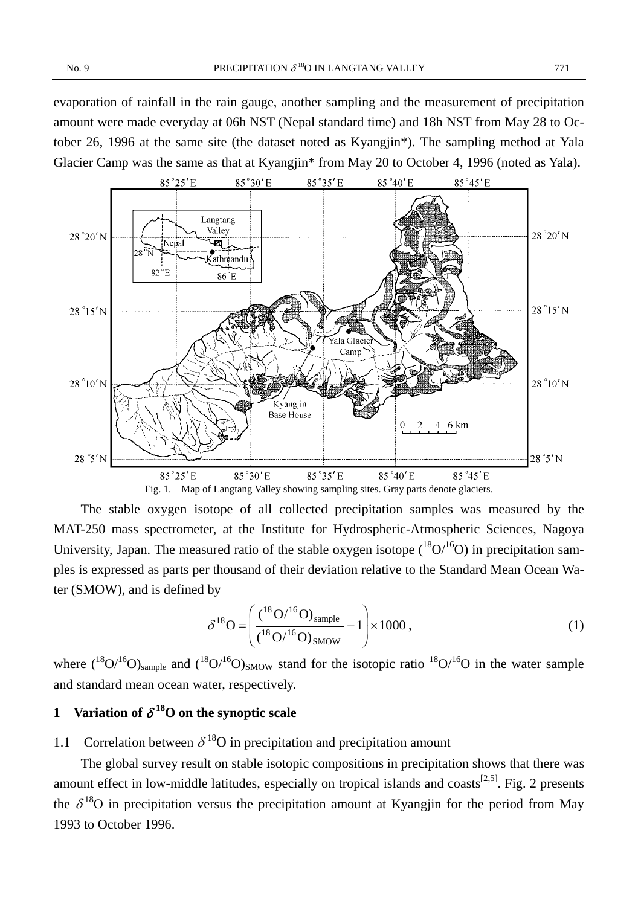evaporation of rainfall in the rain gauge, another sampling and the measurement of precipitation amount were made everyday at 06h NST (Nepal standard time) and 18h NST from May 28 to October 26, 1996 at the same site (the dataset noted as Kyangjin*). The sampling method at Yala Glacier Camp was the same as that at Kyangjin* from May 20 to October 4, 1996 (noted as Yala).

Fig. 1. Map of Langtang Valley showing sampling sites. Gray parts denote glaciers.

The stable oxygen isotope of all collected precipitation samples was measured by the MAT-250 mass spectrometer, at the Institute for Hydrospheric-Atmospheric Sciences, Nagoya University, Japan. The measured ratio of the stable oxygen isotope ($^{18}O/^{16}O$) in precipitation samples is expressed as parts per thousand of their deviation relative to the Standard Mean Ocean Water (SMOW), and is defined by

$$\delta^{18}O = \left( \frac{(^{18}O/^{16}O)_{\text{sample}}}{(^{18}O/^{16}O)_{\text{SMOW}}} - 1 \right) \times 1000 , \tag{1}$$

where $(^{18}O/^{16}O)_{\text{sample}}$ and $(^{18}O/^{16}O)_{\text{SMOW}}$ stand for the isotopic ratio $^{18}O/^{16}O$ in the water sample and standard mean ocean water, respectively.

## 1 Variation of $\delta^{18}O$ on the synoptic scale

### 1.1 Correlation between $\delta^{18}O$ in precipitation and precipitation amount

The global survey result on stable isotopic compositions in precipitation shows that there was amount effect in low-middle latitudes, especially on tropical islands and coasts[2,5]. Fig. 2 presents the $\delta^{18}O$ in precipitation versus the precipitation amount at Kyangjin for the period from May 1993 to October 1996.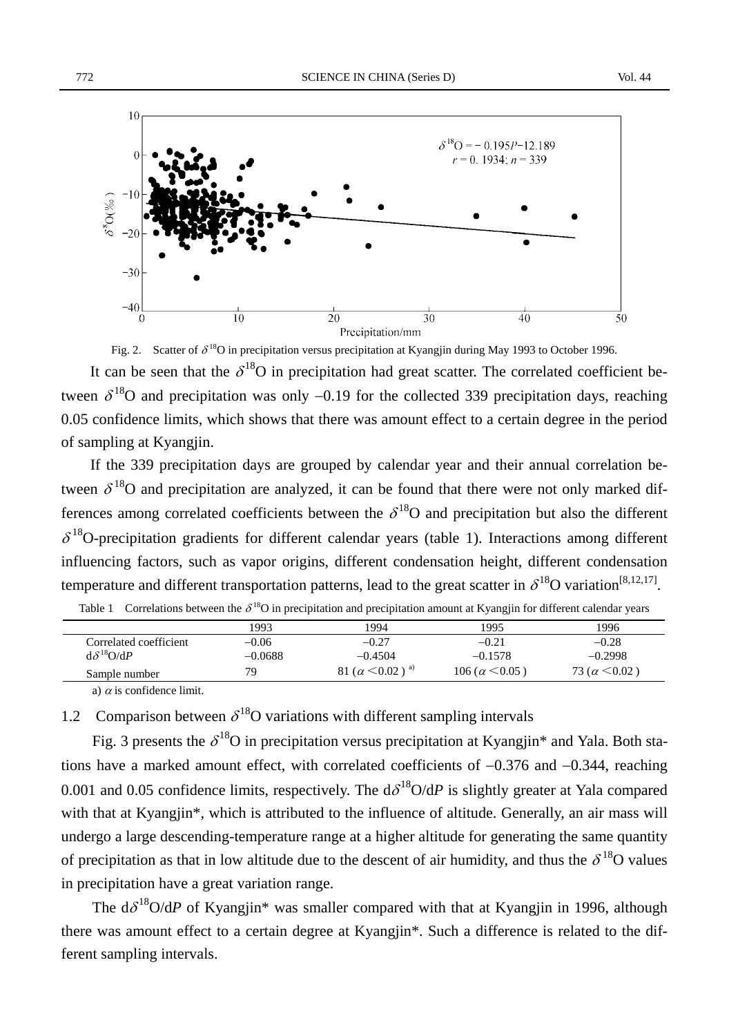Fig. 2. Scatter of $\delta^{18}$O in precipitation versus precipitation at Kyangjin during May 1993 to October 1996.

It can be seen that the $\delta^{18}$O in precipitation had great scatter. The correlated coefficient between $\delta^{18}$O and precipitation was only −0.19 for the collected 339 precipitation days, reaching 0.05 confidence limits, which shows that there was amount effect to a certain degree in the period of sampling at Kyangjin.

If the 339 precipitation days are grouped by calendar year and their annual correlation between $\delta^{18}$O and precipitation are analyzed, it can be found that there were not only marked differences among correlated coefficients between the $\delta^{18}$O and precipitation but also the different $\delta^{18}$O-precipitation gradients for different calendar years (table 1). Interactions among different influencing factors, such as vapor origins, different condensation height, different condensation temperature and different transportation patterns, lead to the great scatter in $\delta^{18}$O variation[8,12,17].

Table 1 Correlations between the $\delta^{18}$O in precipitation and precipitation amount at Kyangjin for different calendar years

| | 1993 | 1994 | 1995 | 1996 |
|---|---|---|---|---|
| Correlated coefficient | −0.06 | −0.27 | −0.21 | −0.28 |
| $d\delta^{18}O/dP$ | −0.0688 | −0.4504 | −0.1578 | −0.2998 |
| Sample number | 79 | 81 ($\alpha$ <0.02 ) a) | 106 ($\alpha$ <0.05 ) | 73 ($\alpha$ <0.02 ) |

a) $\alpha$ is confidence limit.

## 1.2 Comparison between $\delta^{18}$O variations with different sampling intervals

Fig. 3 presents the $\delta^{18}$O in precipitation versus precipitation at Kyangjin* and Yala. Both stations have a marked amount effect, with correlated coefficients of −0.376 and −0.344, reaching 0.001 and 0.05 confidence limits, respectively. The $d\delta^{18}O/dP$ is slightly greater at Yala compared with that at Kyangjin*, which is attributed to the influence of altitude. Generally, an air mass will undergo a large descending-temperature range at a higher altitude for generating the same quantity of precipitation as that in low altitude due to the descent of air humidity, and thus the $\delta^{18}$O values in precipitation have a great variation range.

The $d\delta^{18}O/dP$ of Kyangjin* was smaller compared with that at Kyangjin in 1996, although there was amount effect to a certain degree at Kyangjin*. Such a difference is related to the different sampling intervals.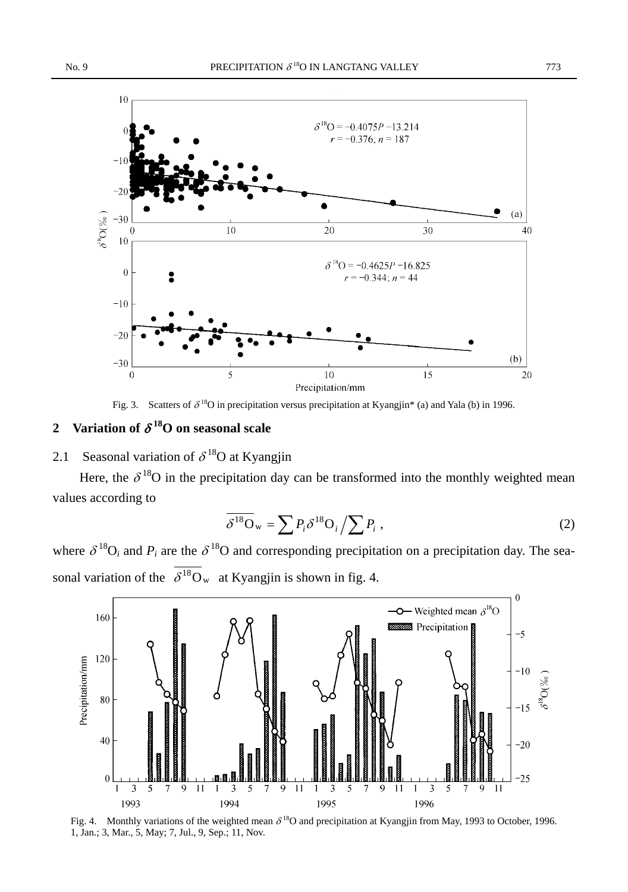Fig. 3. Scatters of $\delta^{18}O$ in precipitation versus precipitation at Kyangjin* (a) and Yala (b) in 1996.

## 2 Variation of $\delta^{18}$O on seasonal scale

### 2.1 Seasonal variation of $\delta^{18}$O at Kyangjin

Here, the $\delta^{18}O$ in the precipitation day can be transformed into the monthly weighted mean values according to

$$\overline{\delta^{18}O}_W = \sum P_i \delta^{18}O_i \Big/ \sum P_i \, , \tag{2}$$

where $\delta^{18}O_i$ and $P_i$ are the $\delta^{18}O$ and corresponding precipitation on a precipitation day. The seasonal variation of the $\overline{\delta^{18}O}_W$ at Kyangjin is shown in fig. 4.

Fig. 4. Monthly variations of the weighted mean $\delta^{18}O$ and precipitation at Kyangjin from May, 1993 to October, 1996. 1, Jan.; 3, Mar., 5, May; 7, Jul., 9, Sep.; 11, Nov.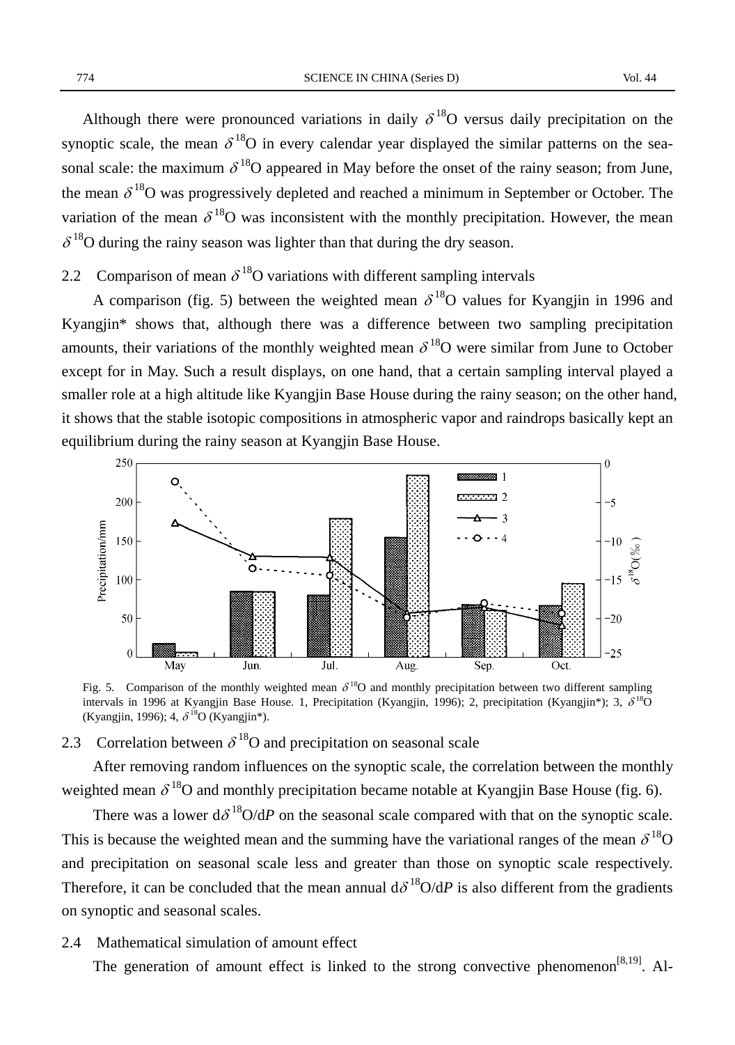Although there were pronounced variations in daily $\delta^{18}$O versus daily precipitation on the synoptic scale, the mean $\delta^{18}$O in every calendar year displayed the similar patterns on the seasonal scale: the maximum $\delta^{18}$O appeared in May before the onset of the rainy season; from June, the mean $\delta^{18}$O was progressively depleted and reached a minimum in September or October. The variation of the mean $\delta^{18}$O was inconsistent with the monthly precipitation. However, the mean $\delta^{18}$O during the rainy season was lighter than that during the dry season.

### 2.2 Comparison of mean $\delta^{18}$O variations with different sampling intervals

A comparison (fig. 5) between the weighted mean $\delta^{18}$O values for Kyangjin in 1996 and Kyangjin* shows that, although there was a difference between two sampling precipitation amounts, their variations of the monthly weighted mean $\delta^{18}$O were similar from June to October except for in May. Such a result displays, on one hand, that a certain sampling interval played a smaller role at a high altitude like Kyangjin Base House during the rainy season; on the other hand, it shows that the stable isotopic compositions in atmospheric vapor and raindrops basically kept an equilibrium during the rainy season at Kyangjin Base House.

Fig. 5. Comparison of the monthly weighted mean $\delta^{18}$O and monthly precipitation between two different sampling intervals in 1996 at Kyangjin Base House. 1, Precipitation (Kyangjin, 1996); 2, precipitation (Kyangjin*); 3, $\delta^{18}$O (Kyangjin, 1996); 4, $\delta^{18}$O (Kyangjin*).

### 2.3 Correlation between $\delta^{18}$O and precipitation on seasonal scale

After removing random influences on the synoptic scale, the correlation between the monthly weighted mean $\delta^{18}$O and monthly precipitation became notable at Kyangjin Base House (fig. 6).

There was a lower $\mathrm{d}\delta^{18}\mathrm{O}/\mathrm{d}P$ on the seasonal scale compared with that on the synoptic scale. This is because the weighted mean and the summing have the variational ranges of the mean $\delta^{18}$O and precipitation on seasonal scale less and greater than those on synoptic scale respectively. Therefore, it can be concluded that the mean annual $\mathrm{d}\delta^{18}\mathrm{O}/\mathrm{d}P$ is also different from the gradients on synoptic and seasonal scales.

### 2.4 Mathematical simulation of amount effect

The generation of amount effect is linked to the strong convective phenomenon[8,19]. Al-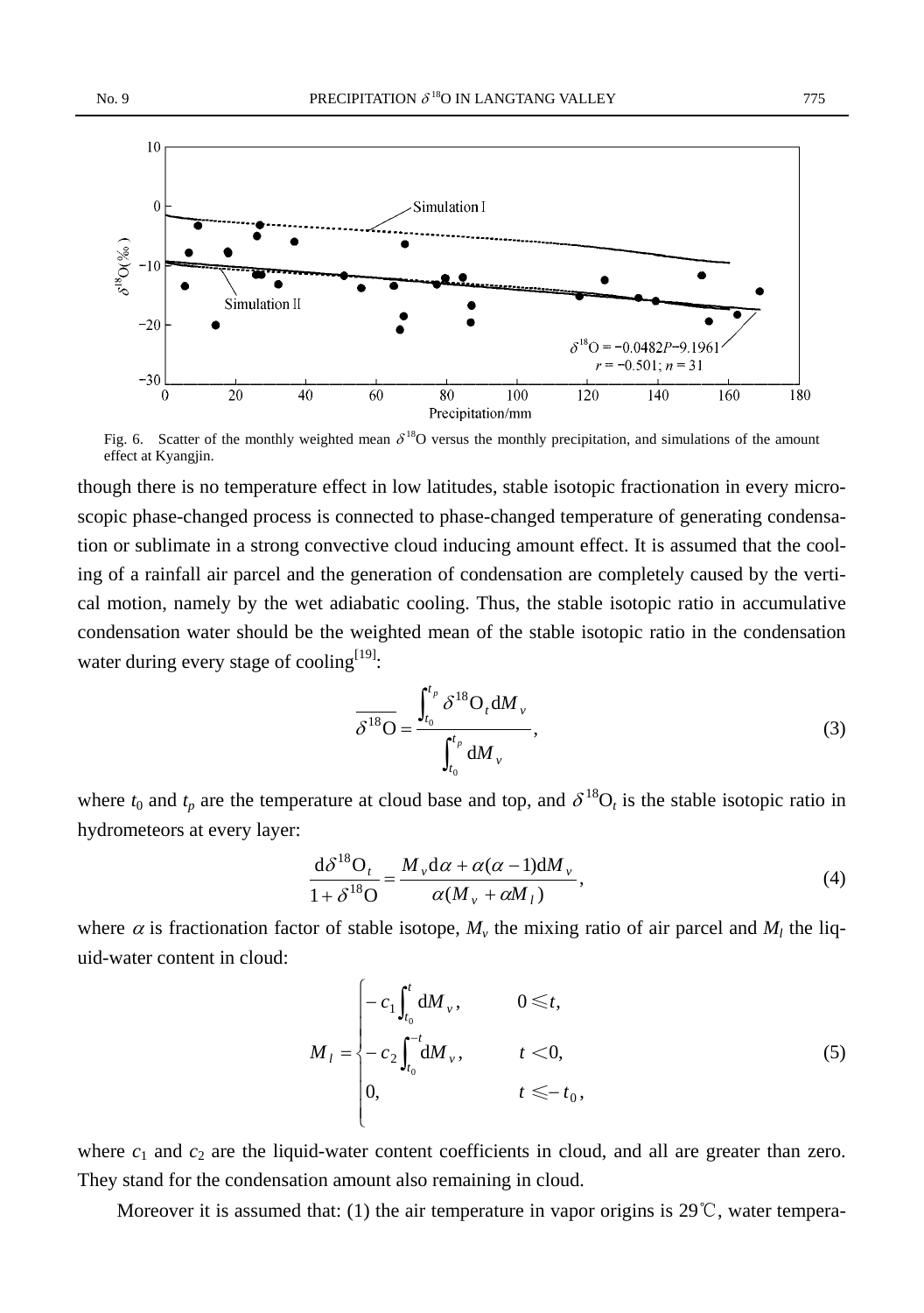Fig. 6. Scatter of the monthly weighted mean $\delta^{18}O$ versus the monthly precipitation, and simulations of the amount effect at Kyangjin.

though there is no temperature effect in low latitudes, stable isotopic fractionation in every microscopic phase-changed process is connected to phase-changed temperature of generating condensation or sublimate in a strong convective cloud inducing amount effect. It is assumed that the cooling of a rainfall air parcel and the generation of condensation are completely caused by the vertical motion, namely by the wet adiabatic cooling. Thus, the stable isotopic ratio in accumulative condensation water should be the weighted mean of the stable isotopic ratio in the condensation water during every stage of cooling[19]:

$$\overline{\delta^{18}\mathrm{O}} = \frac{\int_{t_0}^{t_p} \delta^{18}\mathrm{O}_t \, \mathrm{d}M_v}{\int_{t_0}^{t_p} \mathrm{d}M_v}, \tag{3}$$

where $t_0$ and $t_p$ are the temperature at cloud base and top, and $\delta^{18}O_t$ is the stable isotopic ratio in hydrometeors at every layer:

$$\frac{\mathrm{d}\delta^{18}\mathrm{O}_t}{1+\delta^{18}\mathrm{O}} = \frac{M_v \mathrm{d}\alpha + \alpha(\alpha-1)\mathrm{d}M_v}{\alpha(M_v + \alpha M_l)}, \tag{4}$$

where $\alpha$ is fractionation factor of stable isotope, $M_v$ the mixing ratio of air parcel and $M_l$ the liquid-water content in cloud:

$$M_l = \begin{cases} -c_1 \int_{t_0}^{t} \mathrm{d}M_v, & 0 \leqslant t, \\ -c_2 \int_{t_0}^{-t} \mathrm{d}M_v, & t < 0, \\ 0, & t \leqslant -t_0, \end{cases} \tag{5}$$

where $c_1$ and $c_2$ are the liquid-water content coefficients in cloud, and all are greater than zero. They stand for the condensation amount also remaining in cloud.

Moreover it is assumed that: (1) the air temperature in vapor origins is 29℃, water tempera-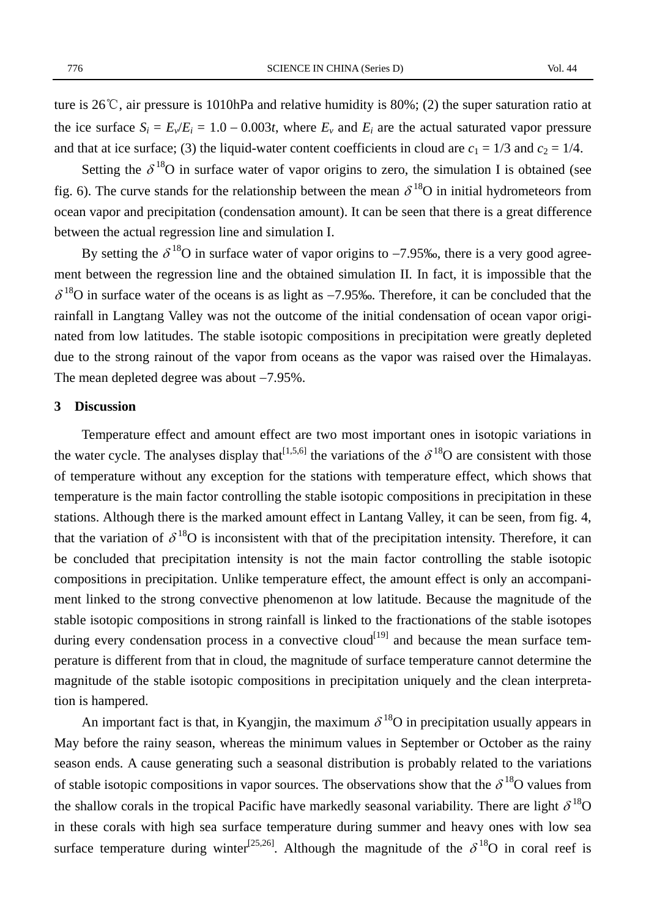ture is 26℃, air pressure is 1010hPa and relative humidity is 80%; (2) the super saturation ratio at the ice surface $S_i = E_v/E_i = 1.0 - 0.003t$, where $E_v$ and $E_i$ are the actual saturated vapor pressure and that at ice surface; (3) the liquid-water content coefficients in cloud are $c_1 = 1/3$ and $c_2 = 1/4$.

Setting the $\delta^{18}$O in surface water of vapor origins to zero, the simulation I is obtained (see fig. 6). The curve stands for the relationship between the mean $\delta^{18}$O in initial hydrometeors from ocean vapor and precipitation (condensation amount). It can be seen that there is a great difference between the actual regression line and simulation I.

By setting the $\delta^{18}$O in surface water of vapor origins to −7.95‰, there is a very good agreement between the regression line and the obtained simulation II. In fact, it is impossible that the $\delta^{18}$O in surface water of the oceans is as light as −7.95‰. Therefore, it can be concluded that the rainfall in Langtang Valley was not the outcome of the initial condensation of ocean vapor originated from low latitudes. The stable isotopic compositions in precipitation were greatly depleted due to the strong rainout of the vapor from oceans as the vapor was raised over the Himalayas. The mean depleted degree was about −7.95%.

## 3 Discussion

Temperature effect and amount effect are two most important ones in isotopic variations in the water cycle. The analyses display that[1,5,6] the variations of the $\delta^{18}$O are consistent with those of temperature without any exception for the stations with temperature effect, which shows that temperature is the main factor controlling the stable isotopic compositions in precipitation in these stations. Although there is the marked amount effect in Lantang Valley, it can be seen, from fig. 4, that the variation of $\delta^{18}$O is inconsistent with that of the precipitation intensity. Therefore, it can be concluded that precipitation intensity is not the main factor controlling the stable isotopic compositions in precipitation. Unlike temperature effect, the amount effect is only an accompaniment linked to the strong convective phenomenon at low latitude. Because the magnitude of the stable isotopic compositions in strong rainfall is linked to the fractionations of the stable isotopes during every condensation process in a convective cloud[19] and because the mean surface temperature is different from that in cloud, the magnitude of surface temperature cannot determine the magnitude of the stable isotopic compositions in precipitation uniquely and the clean interpretation is hampered.

An important fact is that, in Kyangjin, the maximum $\delta^{18}$O in precipitation usually appears in May before the rainy season, whereas the minimum values in September or October as the rainy season ends. A cause generating such a seasonal distribution is probably related to the variations of stable isotopic compositions in vapor sources. The observations show that the $\delta^{18}$O values from the shallow corals in the tropical Pacific have markedly seasonal variability. There are light $\delta^{18}$O in these corals with high sea surface temperature during summer and heavy ones with low sea surface temperature during winter[25,26]. Although the magnitude of the $\delta^{18}$O in coral reef is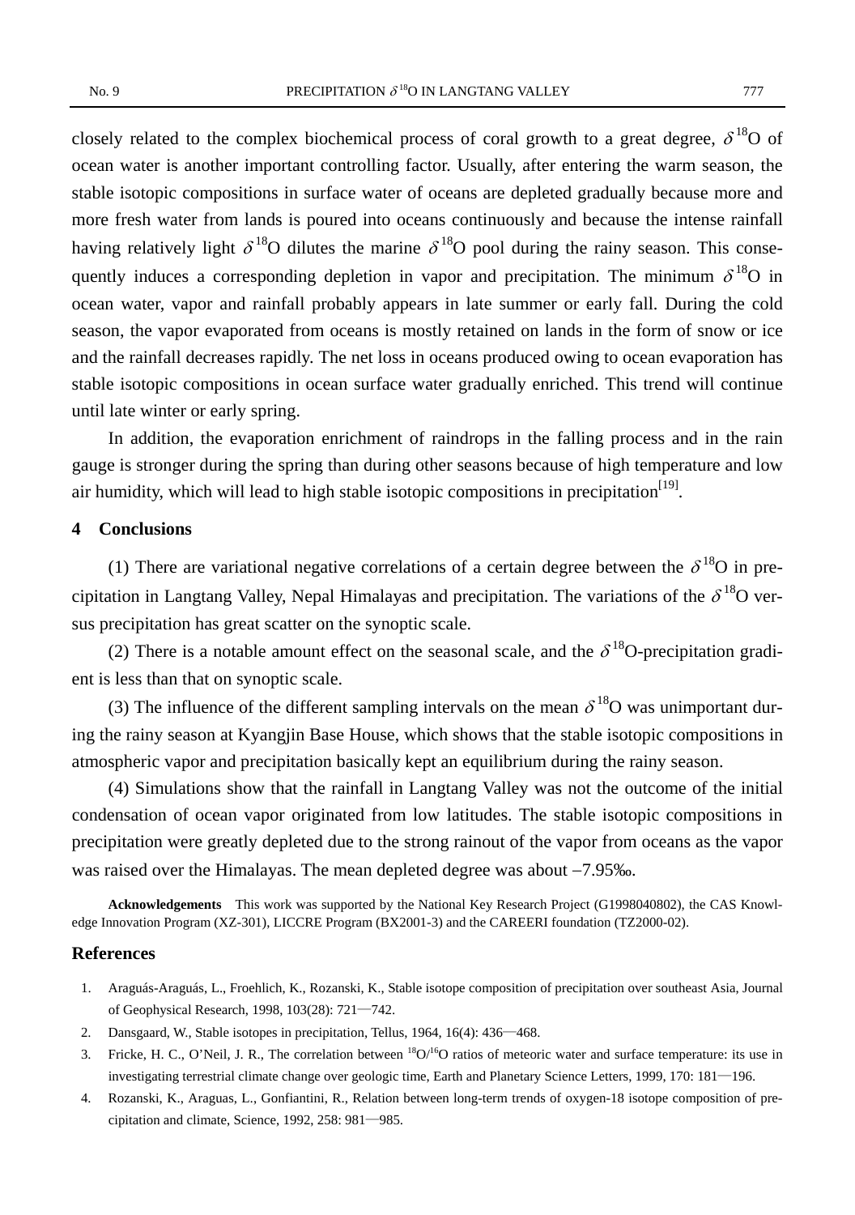closely related to the complex biochemical process of coral growth to a great degree, $\delta^{18}O$ of ocean water is another important controlling factor. Usually, after entering the warm season, the stable isotopic compositions in surface water of oceans are depleted gradually because more and more fresh water from lands is poured into oceans continuously and because the intense rainfall having relatively light $\delta^{18}O$ dilutes the marine $\delta^{18}O$ pool during the rainy season. This consequently induces a corresponding depletion in vapor and precipitation. The minimum $\delta^{18}O$ in ocean water, vapor and rainfall probably appears in late summer or early fall. During the cold season, the vapor evaporated from oceans is mostly retained on lands in the form of snow or ice and the rainfall decreases rapidly. The net loss in oceans produced owing to ocean evaporation has stable isotopic compositions in ocean surface water gradually enriched. This trend will continue until late winter or early spring.

In addition, the evaporation enrichment of raindrops in the falling process and in the rain gauge is stronger during the spring than during other seasons because of high temperature and low air humidity, which will lead to high stable isotopic compositions in precipitation[19].

## 4 Conclusions

(1) There are variational negative correlations of a certain degree between the $\delta^{18}O$ in precipitation in Langtang Valley, Nepal Himalayas and precipitation. The variations of the $\delta^{18}O$ versus precipitation has great scatter on the synoptic scale.

(2) There is a notable amount effect on the seasonal scale, and the $\delta^{18}O$-precipitation gradient is less than that on synoptic scale.

(3) The influence of the different sampling intervals on the mean $\delta^{18}O$ was unimportant during the rainy season at Kyangjin Base House, which shows that the stable isotopic compositions in atmospheric vapor and precipitation basically kept an equilibrium during the rainy season.

(4) Simulations show that the rainfall in Langtang Valley was not the outcome of the initial condensation of ocean vapor originated from low latitudes. The stable isotopic compositions in precipitation were greatly depleted due to the strong rainout of the vapor from oceans as the vapor was raised over the Himalayas. The mean depleted degree was about −7.95‰.

**Acknowledgements** This work was supported by the National Key Research Project (G1998040802), the CAS Knowledge Innovation Program (XZ-301), LICCRE Program (BX2001-3) and the CAREERI foundation (TZ2000-02).

## References

1. Araguás-Araguás, L., Froehlich, K., Rozanski, K., Stable isotope composition of precipitation over southeast Asia, Journal of Geophysical Research, 1998, 103(28): 721—742.
2. Dansgaard, W., Stable isotopes in precipitation, Tellus, 1964, 16(4): 436—468.
3. Fricke, H. C., O'Neil, J. R., The correlation between $^{18}O/^{16}O$ ratios of meteoric water and surface temperature: its use in investigating terrestrial climate change over geologic time, Earth and Planetary Science Letters, 1999, 170: 181—196.
4. Rozanski, K., Araguas, L., Gonfiantini, R., Relation between long-term trends of oxygen-18 isotope composition of precipitation and climate, Science, 1992, 258: 981—985.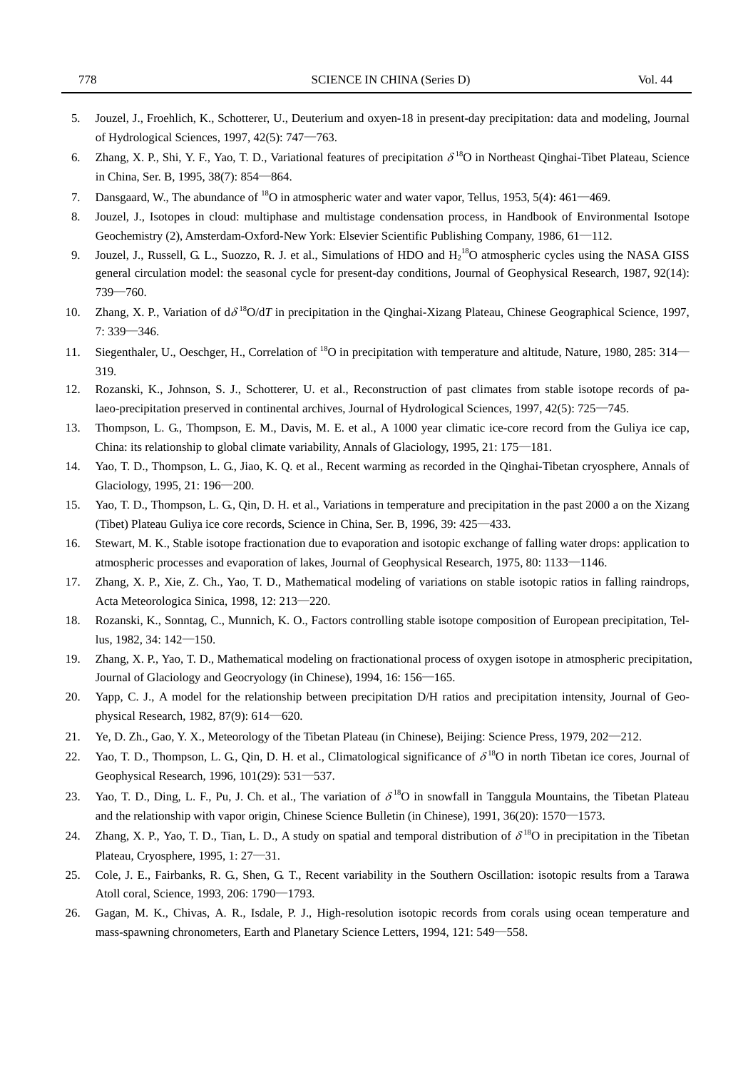5. Jouzel, J., Froehlich, K., Schotterer, U., Deuterium and oxyen-18 in present-day precipitation: data and modeling, Journal of Hydrological Sciences, 1997, 42(5): 747—763.
6. Zhang, X. P., Shi, Y. F., Yao, T. D., Variational features of precipitation $\delta^{18}$O in Northeast Qinghai-Tibet Plateau, Science in China, Ser. B, 1995, 38(7): 854—864.
7. Dansgaard, W., The abundance of $^{18}$O in atmospheric water and water vapor, Tellus, 1953, 5(4): 461—469.
8. Jouzel, J., Isotopes in cloud: multiphase and multistage condensation process, in Handbook of Environmental Isotope Geochemistry (2), Amsterdam-Oxford-New York: Elsevier Scientific Publishing Company, 1986, 61—112.
9. Jouzel, J., Russell, G. L., Suozzo, R. J. et al., Simulations of HDO and $H_2{}^{18}O$ atmospheric cycles using the NASA GISS general circulation model: the seasonal cycle for present-day conditions, Journal of Geophysical Research, 1987, 92(14): 739—760.
10. Zhang, X. P., Variation of d$\delta^{18}$O/d$T$ in precipitation in the Qinghai-Xizang Plateau, Chinese Geographical Science, 1997, 7: 339—346.
11. Siegenthaler, U., Oeschger, H., Correlation of $^{18}$O in precipitation with temperature and altitude, Nature, 1980, 285: 314—319.
12. Rozanski, K., Johnson, S. J., Schotterer, U. et al., Reconstruction of past climates from stable isotope records of palaeo-precipitation preserved in continental archives, Journal of Hydrological Sciences, 1997, 42(5): 725—745.
13. Thompson, L. G., Thompson, E. M., Davis, M. E. et al., A 1000 year climatic ice-core record from the Guliya ice cap, China: its relationship to global climate variability, Annals of Glaciology, 1995, 21: 175—181.
14. Yao, T. D., Thompson, L. G., Jiao, K. Q. et al., Recent warming as recorded in the Qinghai-Tibetan cryosphere, Annals of Glaciology, 1995, 21: 196—200.
15. Yao, T. D., Thompson, L. G., Qin, D. H. et al., Variations in temperature and precipitation in the past 2000 a on the Xizang (Tibet) Plateau Guliya ice core records, Science in China, Ser. B, 1996, 39: 425—433.
16. Stewart, M. K., Stable isotope fractionation due to evaporation and isotopic exchange of falling water drops: application to atmospheric processes and evaporation of lakes, Journal of Geophysical Research, 1975, 80: 1133—1146.
17. Zhang, X. P., Xie, Z. Ch., Yao, T. D., Mathematical modeling of variations on stable isotopic ratios in falling raindrops, Acta Meteorologica Sinica, 1998, 12: 213—220.
18. Rozanski, K., Sonntag, C., Munnich, K. O., Factors controlling stable isotope composition of European precipitation, Tellus, 1982, 34: 142—150.
19. Zhang, X. P., Yao, T. D., Mathematical modeling on fractionational process of oxygen isotope in atmospheric precipitation, Journal of Glaciology and Geocryology (in Chinese), 1994, 16: 156—165.
20. Yapp, C. J., A model for the relationship between precipitation D/H ratios and precipitation intensity, Journal of Geophysical Research, 1982, 87(9): 614—620.
21. Ye, D. Zh., Gao, Y. X., Meteorology of the Tibetan Plateau (in Chinese), Beijing: Science Press, 1979, 202—212.
22. Yao, T. D., Thompson, L. G., Qin, D. H. et al., Climatological significance of $\delta^{18}$O in north Tibetan ice cores, Journal of Geophysical Research, 1996, 101(29): 531—537.
23. Yao, T. D., Ding, L. F., Pu, J. Ch. et al., The variation of $\delta^{18}$O in snowfall in Tanggula Mountains, the Tibetan Plateau and the relationship with vapor origin, Chinese Science Bulletin (in Chinese), 1991, 36(20): 1570—1573.
24. Zhang, X. P., Yao, T. D., Tian, L. D., A study on spatial and temporal distribution of $\delta^{18}$O in precipitation in the Tibetan Plateau, Cryosphere, 1995, 1: 27—31.
25. Cole, J. E., Fairbanks, R. G., Shen, G. T., Recent variability in the Southern Oscillation: isotopic results from a Tarawa Atoll coral, Science, 1993, 206: 1790—1793.
26. Gagan, M. K., Chivas, A. R., Isdale, P. J., High-resolution isotopic records from corals using ocean temperature and mass-spawning chronometers, Earth and Planetary Science Letters, 1994, 121: 549—558.